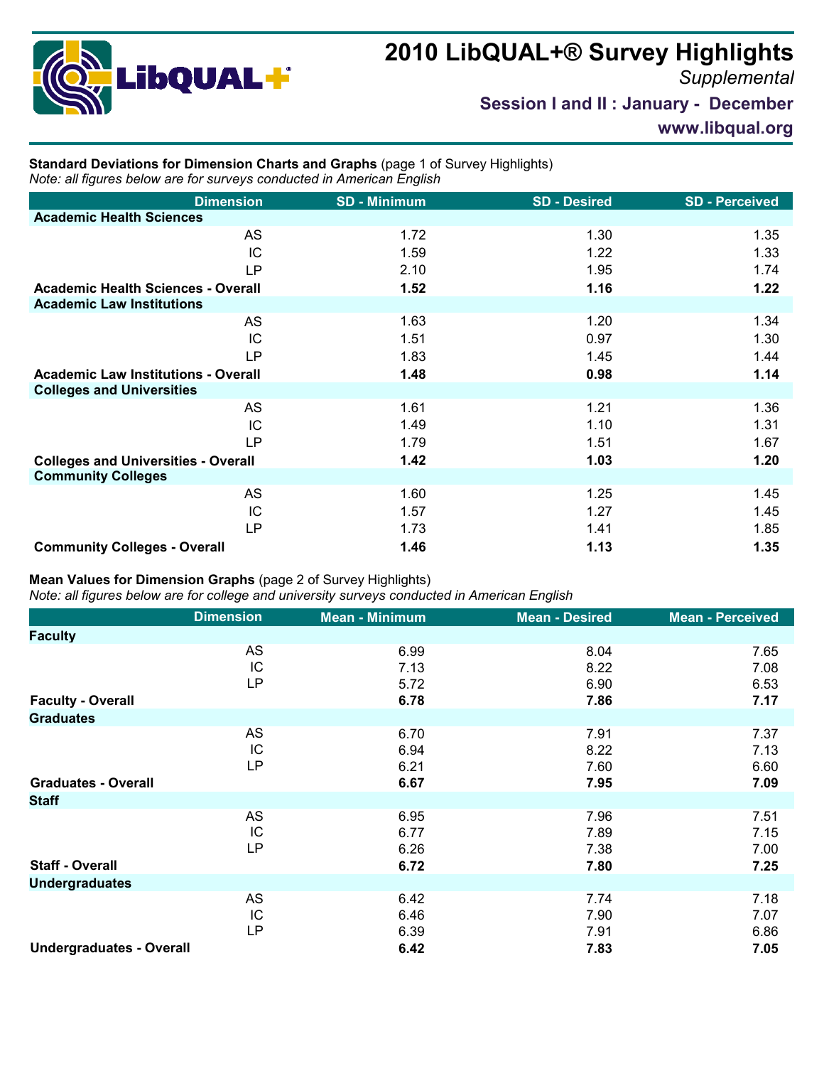# 2010 LibQUAL+® Survey Highlights

*Supplemental*

**Session I and II : January - December**

**www.libqual.org**

**Standard Deviations for Dimension Charts and Graphs** (page 1 of Survey Highlights)
*Note: all figures below are for surveys conducted in American English*

| Dimension | SD - Minimum | SD - Desired | SD - Perceived |
|---|---|---|---|
| **Academic Health Sciences** | | | |
| AS | 1.72 | 1.30 | 1.35 |
| IC | 1.59 | 1.22 | 1.33 |
| LP | 2.10 | 1.95 | 1.74 |
| **Academic Health Sciences - Overall** | **1.52** | **1.16** | **1.22** |
| **Academic Law Institutions** | | | |
| AS | 1.63 | 1.20 | 1.34 |
| IC | 1.51 | 0.97 | 1.30 |
| LP | 1.83 | 1.45 | 1.44 |
| **Academic Law Institutions - Overall** | **1.48** | **0.98** | **1.14** |
| **Colleges and Universities** | | | |
| AS | 1.61 | 1.21 | 1.36 |
| IC | 1.49 | 1.10 | 1.31 |
| LP | 1.79 | 1.51 | 1.67 |
| **Colleges and Universities - Overall** | **1.42** | **1.03** | **1.20** |
| **Community Colleges** | | | |
| AS | 1.60 | 1.25 | 1.45 |
| IC | 1.57 | 1.27 | 1.45 |
| LP | 1.73 | 1.41 | 1.85 |
| **Community Colleges - Overall** | **1.46** | **1.13** | **1.35** |

**Mean Values for Dimension Graphs** (page 2 of Survey Highlights)
*Note: all figures below are for college and university surveys conducted in American English*

| Dimension | Mean - Minimum | Mean - Desired | Mean - Perceived |
|---|---|---|---|
| **Faculty** | | | |
| AS | 6.99 | 8.04 | 7.65 |
| IC | 7.13 | 8.22 | 7.08 |
| LP | 5.72 | 6.90 | 6.53 |
| **Faculty - Overall** | **6.78** | **7.86** | **7.17** |
| **Graduates** | | | |
| AS | 6.70 | 7.91 | 7.37 |
| IC | 6.94 | 8.22 | 7.13 |
| LP | 6.21 | 7.60 | 6.60 |
| **Graduates - Overall** | **6.67** | **7.95** | **7.09** |
| **Staff** | | | |
| AS | 6.95 | 7.96 | 7.51 |
| IC | 6.77 | 7.89 | 7.15 |
| LP | 6.26 | 7.38 | 7.00 |
| **Staff - Overall** | **6.72** | **7.80** | **7.25** |
| **Undergraduates** | | | |
| AS | 6.42 | 7.74 | 7.18 |
| IC | 6.46 | 7.90 | 7.07 |
| LP | 6.39 | 7.91 | 6.86 |
| **Undergraduates - Overall** | **6.42** | **7.83** | **7.05** |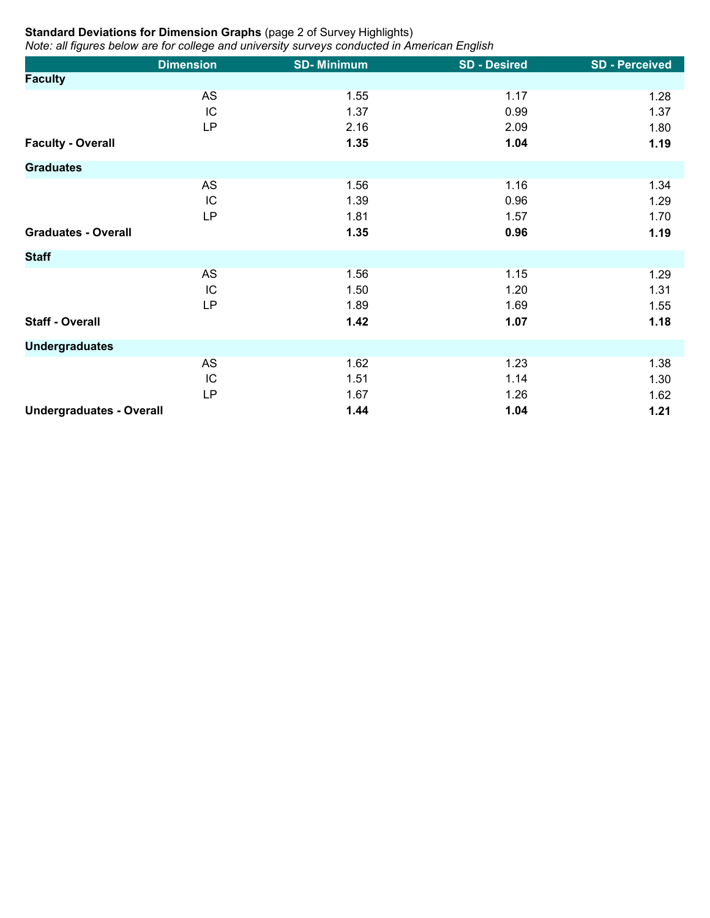**Standard Deviations for Dimension Graphs** (page 2 of Survey Highlights)

*Note: all figures below are for college and university surveys conducted in American English*

| | Dimension | SD- Minimum | SD - Desired | SD - Perceived |
|---|---|---|---|---|
| **Faculty** | | | | |
| | AS | 1.55 | 1.17 | 1.28 |
| | IC | 1.37 | 0.99 | 1.37 |
| | LP | 2.16 | 2.09 | 1.80 |
| **Faculty - Overall** | | **1.35** | **1.04** | **1.19** |
| **Graduates** | | | | |
| | AS | 1.56 | 1.16 | 1.34 |
| | IC | 1.39 | 0.96 | 1.29 |
| | LP | 1.81 | 1.57 | 1.70 |
| **Graduates - Overall** | | **1.35** | **0.96** | **1.19** |
| **Staff** | | | | |
| | AS | 1.56 | 1.15 | 1.29 |
| | IC | 1.50 | 1.20 | 1.31 |
| | LP | 1.89 | 1.69 | 1.55 |
| **Staff - Overall** | | **1.42** | **1.07** | **1.18** |
| **Undergraduates** | | | | |
| | AS | 1.62 | 1.23 | 1.38 |
| | IC | 1.51 | 1.14 | 1.30 |
| | LP | 1.67 | 1.26 | 1.62 |
| **Undergraduates - Overall** | | **1.44** | **1.04** | **1.21** |